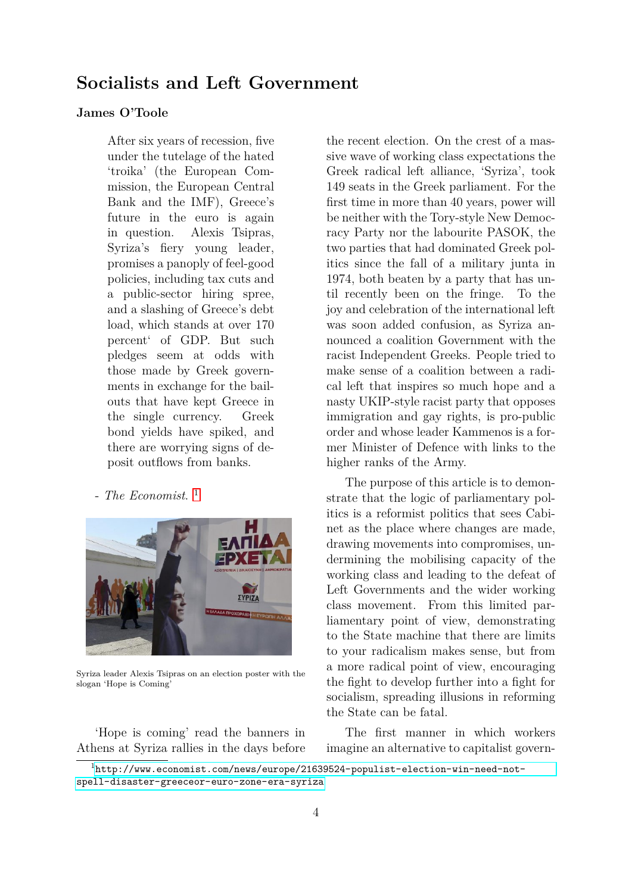# Socialists and Left Government

**James O'Toole**

> After six years of recession, five under the tutelage of the hated 'troika' (the European Commission, the European Central Bank and the IMF), Greece's future in the euro is again in question. Alexis Tsipras, Syriza's fiery young leader, promises a panoply of feel-good policies, including tax cuts and a public-sector hiring spree, and a slashing of Greece's debt load, which stands at over 170 percent' of GDP. But such pledges seem at odds with those made by Greek governments in exchange for the bailouts that have kept Greece in the single currency. Greek bond yields have spiked, and there are worrying signs of deposit outflows from banks.
>
> \- *The Economist.* [1]

Syriza leader Alexis Tsipras on an election poster with the slogan 'Hope is Coming'

'Hope is coming' read the banners in Athens at Syriza rallies in the days before the recent election. On the crest of a massive wave of working class expectations the Greek radical left alliance, 'Syriza', took 149 seats in the Greek parliament. For the first time in more than 40 years, power will be neither with the Tory-style New Democracy Party nor the labourite PASOK, the two parties that had dominated Greek politics since the fall of a military junta in 1974, both beaten by a party that has until recently been on the fringe. To the joy and celebration of the international left was soon added confusion, as Syriza announced a coalition Government with the racist Independent Greeks. People tried to make sense of a coalition between a radical left that inspires so much hope and a nasty UKIP-style racist party that opposes immigration and gay rights, is pro-public order and whose leader Kammenos is a former Minister of Defence with links to the higher ranks of the Army.

The purpose of this article is to demonstrate that the logic of parliamentary politics is a reformist politics that sees Cabinet as the place where changes are made, drawing movements into compromises, undermining the mobilising capacity of the working class and leading to the defeat of Left Governments and the wider working class movement. From this limited parliamentary point of view, demonstrating to the State machine that there are limits to your radicalism makes sense, but from a more radical point of view, encouraging the fight to develop further into a fight for socialism, spreading illusions in reforming the State can be fatal.

The first manner in which workers imagine an alternative to capitalist govern-

[1] http://www.economist.com/news/europe/21639524-populist-election-win-need-not-spell-disaster-greeceor-euro-zone-era-syriza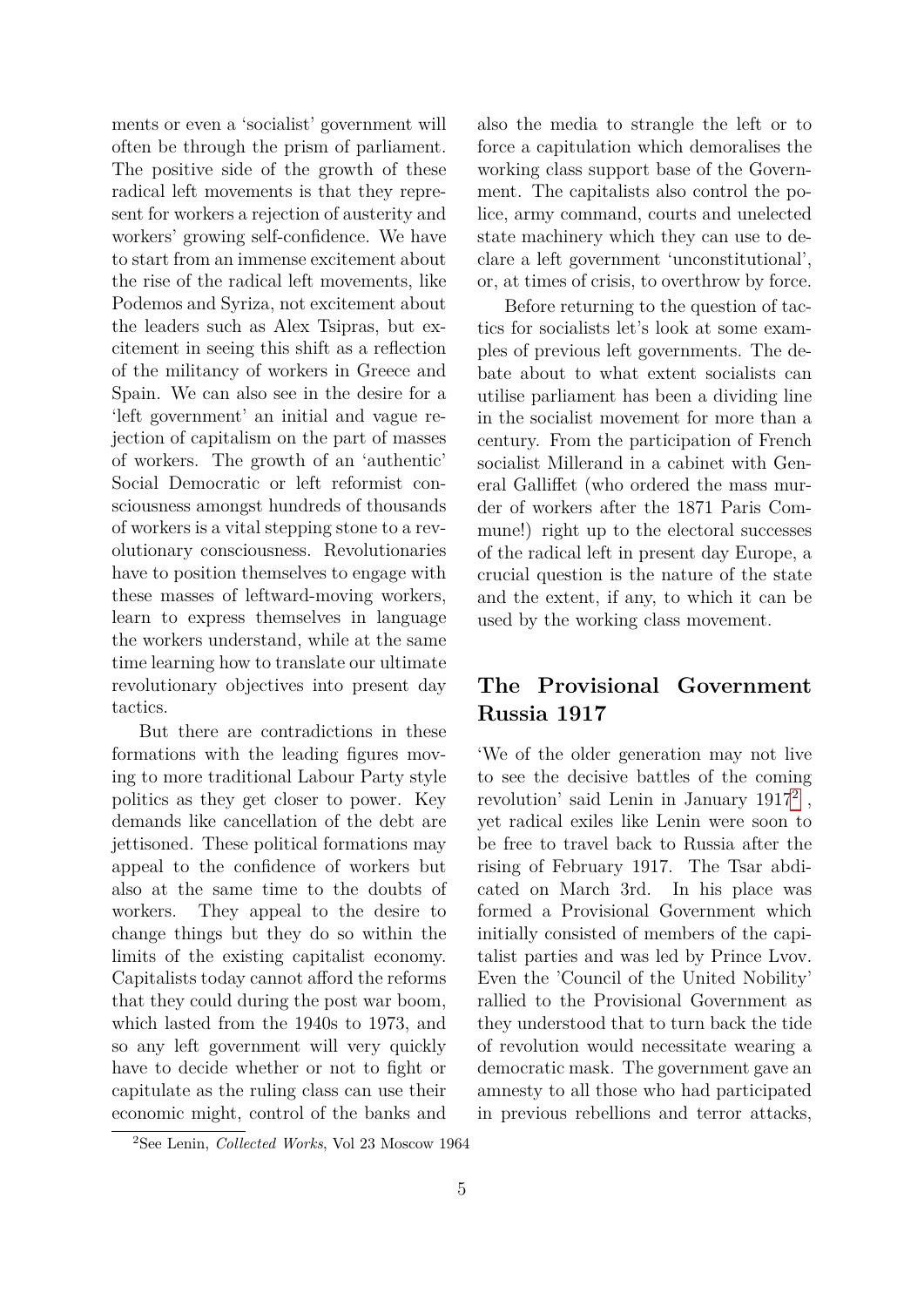ments or even a 'socialist' government will often be through the prism of parliament. The positive side of the growth of these radical left movements is that they represent for workers a rejection of austerity and workers' growing self-confidence. We have to start from an immense excitement about the rise of the radical left movements, like Podemos and Syriza, not excitement about the leaders such as Alex Tsipras, but excitement in seeing this shift as a reflection of the militancy of workers in Greece and Spain. We can also see in the desire for a 'left government' an initial and vague rejection of capitalism on the part of masses of workers. The growth of an 'authentic' Social Democratic or left reformist consciousness amongst hundreds of thousands of workers is a vital stepping stone to a revolutionary consciousness. Revolutionaries have to position themselves to engage with these masses of leftward-moving workers, learn to express themselves in language the workers understand, while at the same time learning how to translate our ultimate revolutionary objectives into present day tactics.

But there are contradictions in these formations with the leading figures moving to more traditional Labour Party style politics as they get closer to power. Key demands like cancellation of the debt are jettisoned. These political formations may appeal to the confidence of workers but also at the same time to the doubts of workers. They appeal to the desire to change things but they do so within the limits of the existing capitalist economy. Capitalists today cannot afford the reforms that they could during the post war boom, which lasted from the 1940s to 1973, and so any left government will very quickly have to decide whether or not to fight or capitulate as the ruling class can use their economic might, control of the banks and also the media to strangle the left or to force a capitulation which demoralises the working class support base of the Government. The capitalists also control the police, army command, courts and unelected state machinery which they can use to declare a left government 'unconstitutional', or, at times of crisis, to overthrow by force.

Before returning to the question of tactics for socialists let's look at some examples of previous left governments. The debate about to what extent socialists can utilise parliament has been a dividing line in the socialist movement for more than a century. From the participation of French socialist Millerand in a cabinet with General Galliffet (who ordered the mass murder of workers after the 1871 Paris Commune!) right up to the electoral successes of the radical left in present day Europe, a crucial question is the nature of the state and the extent, if any, to which it can be used by the working class movement.

## The Provisional Government Russia 1917

'We of the older generation may not live to see the decisive battles of the coming revolution' said Lenin in January 1917[2], yet radical exiles like Lenin were soon to be free to travel back to Russia after the rising of February 1917. The Tsar abdicated on March 3rd. In his place was formed a Provisional Government which initially consisted of members of the capitalist parties and was led by Prince Lvov. Even the 'Council of the United Nobility' rallied to the Provisional Government as they understood that to turn back the tide of revolution would necessitate wearing a democratic mask. The government gave an amnesty to all those who had participated in previous rebellions and terror attacks,

[2] See Lenin, *Collected Works*, Vol 23 Moscow 1964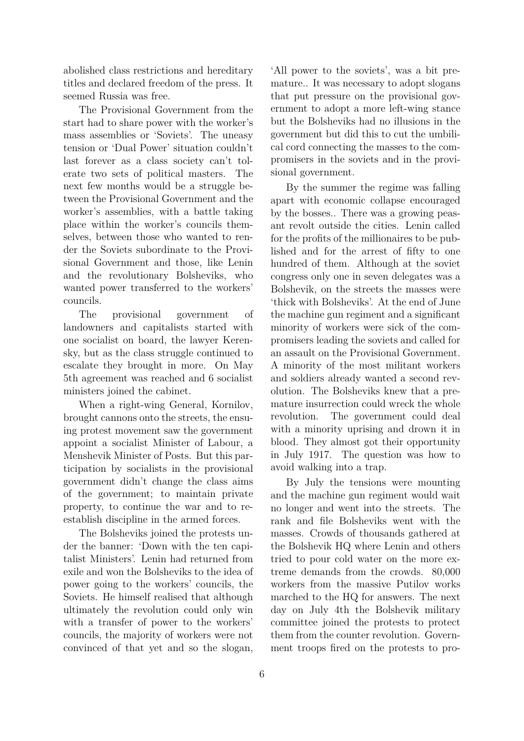abolished class restrictions and hereditary titles and declared freedom of the press. It seemed Russia was free.

The Provisional Government from the start had to share power with the worker's mass assemblies or 'Soviets'. The uneasy tension or 'Dual Power' situation couldn't last forever as a class society can't tolerate two sets of political masters. The next few months would be a struggle between the Provisional Government and the worker's assemblies, with a battle taking place within the worker's councils themselves, between those who wanted to render the Soviets subordinate to the Provisional Government and those, like Lenin and the revolutionary Bolsheviks, who wanted power transferred to the workers' councils.

The provisional government of landowners and capitalists started with one socialist on board, the lawyer Kerensky, but as the class struggle continued to escalate they brought in more. On May 5th agreement was reached and 6 socialist ministers joined the cabinet.

When a right-wing General, Kornilov, brought cannons onto the streets, the ensuing protest movement saw the government appoint a socialist Minister of Labour, a Menshevik Minister of Posts. But this participation by socialists in the provisional government didn't change the class aims of the government; to maintain private property, to continue the war and to re-establish discipline in the armed forces.

The Bolsheviks joined the protests under the banner: 'Down with the ten capitalist Ministers'. Lenin had returned from exile and won the Bolsheviks to the idea of power going to the workers' councils, the Soviets. He himself realised that although ultimately the revolution could only win with a transfer of power to the workers' councils, the majority of workers were not convinced of that yet and so the slogan, 'All power to the soviets', was a bit premature.. It was necessary to adopt slogans that put pressure on the provisional government to adopt a more left-wing stance but the Bolsheviks had no illusions in the government but did this to cut the umbilical cord connecting the masses to the compromisers in the soviets and in the provisional government.

By the summer the regime was falling apart with economic collapse encouraged by the bosses.. There was a growing peasant revolt outside the cities. Lenin called for the profits of the millionaires to be published and for the arrest of fifty to one hundred of them. Although at the soviet congress only one in seven delegates was a Bolshevik, on the streets the masses were 'thick with Bolsheviks'. At the end of June the machine gun regiment and a significant minority of workers were sick of the compromisers leading the soviets and called for an assault on the Provisional Government. A minority of the most militant workers and soldiers already wanted a second revolution. The Bolsheviks knew that a premature insurrection could wreck the whole revolution. The government could deal with a minority uprising and drown it in blood. They almost got their opportunity in July 1917. The question was how to avoid walking into a trap.

By July the tensions were mounting and the machine gun regiment would wait no longer and went into the streets. The rank and file Bolsheviks went with the masses. Crowds of thousands gathered at the Bolshevik HQ where Lenin and others tried to pour cold water on the more extreme demands from the crowds. 80,000 workers from the massive Putilov works marched to the HQ for answers. The next day on July 4th the Bolshevik military committee joined the protests to protect them from the counter revolution. Government troops fired on the protests to pro-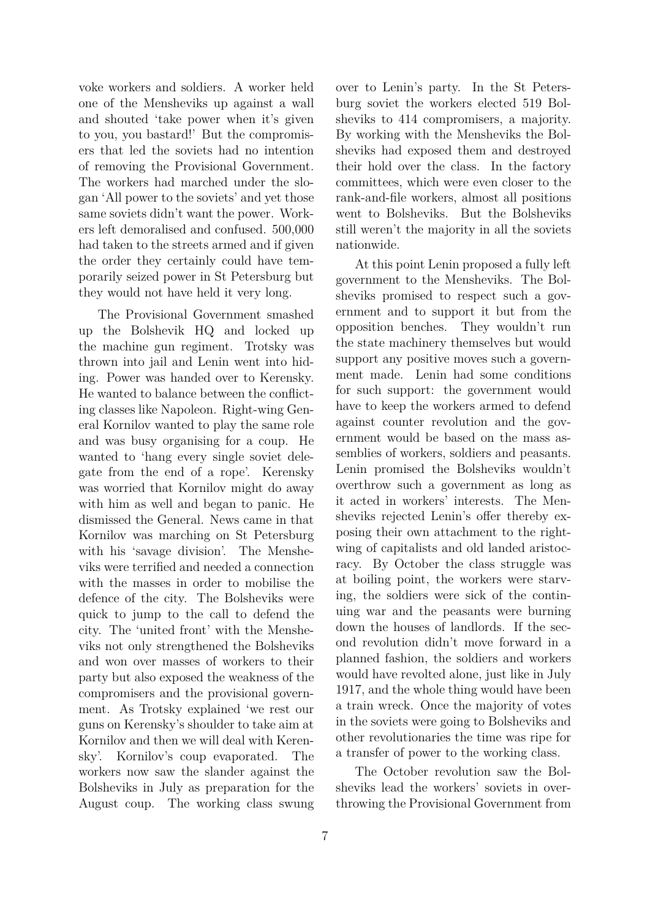voke workers and soldiers. A worker held one of the Mensheviks up against a wall and shouted 'take power when it's given to you, you bastard!' But the compromisers that led the soviets had no intention of removing the Provisional Government. The workers had marched under the slogan 'All power to the soviets' and yet those same soviets didn't want the power. Workers left demoralised and confused. 500,000 had taken to the streets armed and if given the order they certainly could have temporarily seized power in St Petersburg but they would not have held it very long.

The Provisional Government smashed up the Bolshevik HQ and locked up the machine gun regiment. Trotsky was thrown into jail and Lenin went into hiding. Power was handed over to Kerensky. He wanted to balance between the conflicting classes like Napoleon. Right-wing General Kornilov wanted to play the same role and was busy organising for a coup. He wanted to 'hang every single soviet delegate from the end of a rope'. Kerensky was worried that Kornilov might do away with him as well and began to panic. He dismissed the General. News came in that Kornilov was marching on St Petersburg with his 'savage division'. The Mensheviks were terrified and needed a connection with the masses in order to mobilise the defence of the city. The Bolsheviks were quick to jump to the call to defend the city. The 'united front' with the Mensheviks not only strengthened the Bolsheviks and won over masses of workers to their party but also exposed the weakness of the compromisers and the provisional government. As Trotsky explained 'we rest our guns on Kerensky's shoulder to take aim at Kornilov and then we will deal with Kerensky'. Kornilov's coup evaporated. The workers now saw the slander against the Bolsheviks in July as preparation for the August coup. The working class swung over to Lenin's party. In the St Petersburg soviet the workers elected 519 Bolsheviks to 414 compromisers, a majority. By working with the Mensheviks the Bolsheviks had exposed them and destroyed their hold over the class. In the factory committees, which were even closer to the rank-and-file workers, almost all positions went to Bolsheviks. But the Bolsheviks still weren't the majority in all the soviets nationwide.

At this point Lenin proposed a fully left government to the Mensheviks. The Bolsheviks promised to respect such a government and to support it but from the opposition benches. They wouldn't run the state machinery themselves but would support any positive moves such a government made. Lenin had some conditions for such support: the government would have to keep the workers armed to defend against counter revolution and the government would be based on the mass assemblies of workers, soldiers and peasants. Lenin promised the Bolsheviks wouldn't overthrow such a government as long as it acted in workers' interests. The Mensheviks rejected Lenin's offer thereby exposing their own attachment to the right-wing of capitalists and old landed aristocracy. By October the class struggle was at boiling point, the workers were starving, the soldiers were sick of the continuing war and the peasants were burning down the houses of landlords. If the second revolution didn't move forward in a planned fashion, the soldiers and workers would have revolted alone, just like in July 1917, and the whole thing would have been a train wreck. Once the majority of votes in the soviets were going to Bolsheviks and other revolutionaries the time was ripe for a transfer of power to the working class.

The October revolution saw the Bolsheviks lead the workers' soviets in overthrowing the Provisional Government from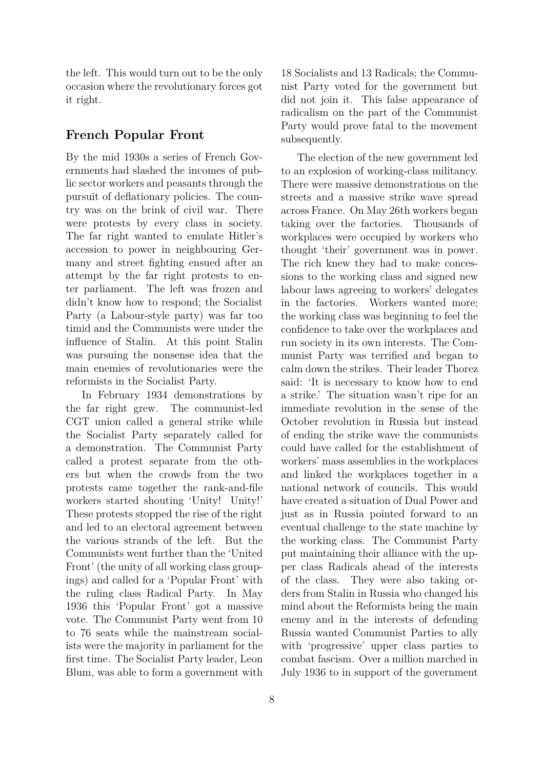the left. This would turn out to be the only occasion where the revolutionary forces got it right.

## French Popular Front

By the mid 1930s a series of French Governments had slashed the incomes of public sector workers and peasants through the pursuit of deflationary policies. The country was on the brink of civil war. There were protests by every class in society. The far right wanted to emulate Hitler's accession to power in neighbouring Germany and street fighting ensued after an attempt by the far right protests to enter parliament. The left was frozen and didn't know how to respond; the Socialist Party (a Labour-style party) was far too timid and the Communists were under the influence of Stalin. At this point Stalin was pursuing the nonsense idea that the main enemies of revolutionaries were the reformists in the Socialist Party.

In February 1934 demonstrations by the far right grew. The communist-led CGT union called a general strike while the Socialist Party separately called for a demonstration. The Communist Party called a protest separate from the others but when the crowds from the two protests came together the rank-and-file workers started shouting 'Unity! Unity!' These protests stopped the rise of the right and led to an electoral agreement between the various strands of the left. But the Communists went further than the 'United Front' (the unity of all working class groupings) and called for a 'Popular Front' with the ruling class Radical Party. In May 1936 this 'Popular Front' got a massive vote. The Communist Party went from 10 to 76 seats while the mainstream socialists were the majority in parliament for the first time. The Socialist Party leader, Leon Blum, was able to form a government with 18 Socialists and 13 Radicals; the Communist Party voted for the government but did not join it. This false appearance of radicalism on the part of the Communist Party would prove fatal to the movement subsequently.

The election of the new government led to an explosion of working-class militancy. There were massive demonstrations on the streets and a massive strike wave spread across France. On May 26th workers began taking over the factories. Thousands of workplaces were occupied by workers who thought 'their' government was in power. The rich knew they had to make concessions to the working class and signed new labour laws agreeing to workers' delegates in the factories. Workers wanted more; the working class was beginning to feel the confidence to take over the workplaces and run society in its own interests. The Communist Party was terrified and began to calm down the strikes. Their leader Thorez said: 'It is necessary to know how to end a strike.' The situation wasn't ripe for an immediate revolution in the sense of the October revolution in Russia but instead of ending the strike wave the communists could have called for the establishment of workers' mass assemblies in the workplaces and linked the workplaces together in a national network of councils. This would have created a situation of Dual Power and just as in Russia pointed forward to an eventual challenge to the state machine by the working class. The Communist Party put maintaining their alliance with the upper class Radicals ahead of the interests of the class. They were also taking orders from Stalin in Russia who changed his mind about the Reformists being the main enemy and in the interests of defending Russia wanted Communist Parties to ally with 'progressive' upper class parties to combat fascism. Over a million marched in July 1936 to in support of the government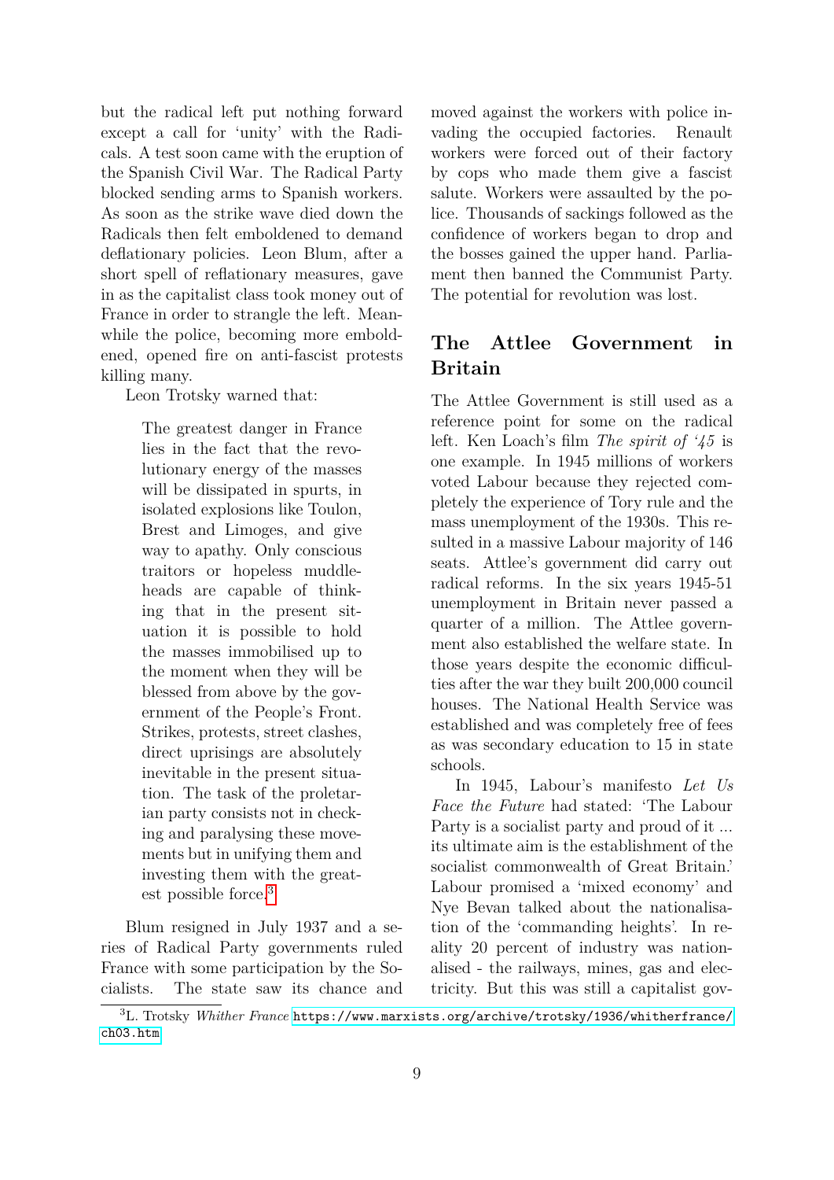but the radical left put nothing forward except a call for 'unity' with the Radicals. A test soon came with the eruption of the Spanish Civil War. The Radical Party blocked sending arms to Spanish workers. As soon as the strike wave died down the Radicals then felt emboldened to demand deflationary policies. Leon Blum, after a short spell of reflationary measures, gave in as the capitalist class took money out of France in order to strangle the left. Meanwhile the police, becoming more emboldened, opened fire on anti-fascist protests killing many.

Leon Trotsky warned that:

> The greatest danger in France lies in the fact that the revolutionary energy of the masses will be dissipated in spurts, in isolated explosions like Toulon, Brest and Limoges, and give way to apathy. Only conscious traitors or hopeless muddleheads are capable of thinking that in the present situation it is possible to hold the masses immobilised up to the moment when they will be blessed from above by the government of the People's Front. Strikes, protests, street clashes, direct uprisings are absolutely inevitable in the present situation. The task of the proletarian party consists not in checking and paralysing these movements but in unifying them and investing them with the greatest possible force.[3]

Blum resigned in July 1937 and a series of Radical Party governments ruled France with some participation by the Socialists. The state saw its chance and moved against the workers with police invading the occupied factories. Renault workers were forced out of their factory by cops who made them give a fascist salute. Workers were assaulted by the police. Thousands of sackings followed as the confidence of workers began to drop and the bosses gained the upper hand. Parliament then banned the Communist Party. The potential for revolution was lost.

## The Attlee Government in Britain

The Attlee Government is still used as a reference point for some on the radical left. Ken Loach's film *The spirit of '45* is one example. In 1945 millions of workers voted Labour because they rejected completely the experience of Tory rule and the mass unemployment of the 1930s. This resulted in a massive Labour majority of 146 seats. Attlee's government did carry out radical reforms. In the six years 1945-51 unemployment in Britain never passed a quarter of a million. The Attlee government also established the welfare state. In those years despite the economic difficulties after the war they built 200,000 council houses. The National Health Service was established and was completely free of fees as was secondary education to 15 in state schools.

In 1945, Labour's manifesto *Let Us Face the Future* had stated: 'The Labour Party is a socialist party and proud of it ... its ultimate aim is the establishment of the socialist commonwealth of Great Britain.' Labour promised a 'mixed economy' and Nye Bevan talked about the nationalisation of the 'commanding heights'. In reality 20 percent of industry was nationalised - the railways, mines, gas and electricity. But this was still a capitalist gov-

[3] L. Trotsky *Whither France* https://www.marxists.org/archive/trotsky/1936/whitherfrance/ch03.htm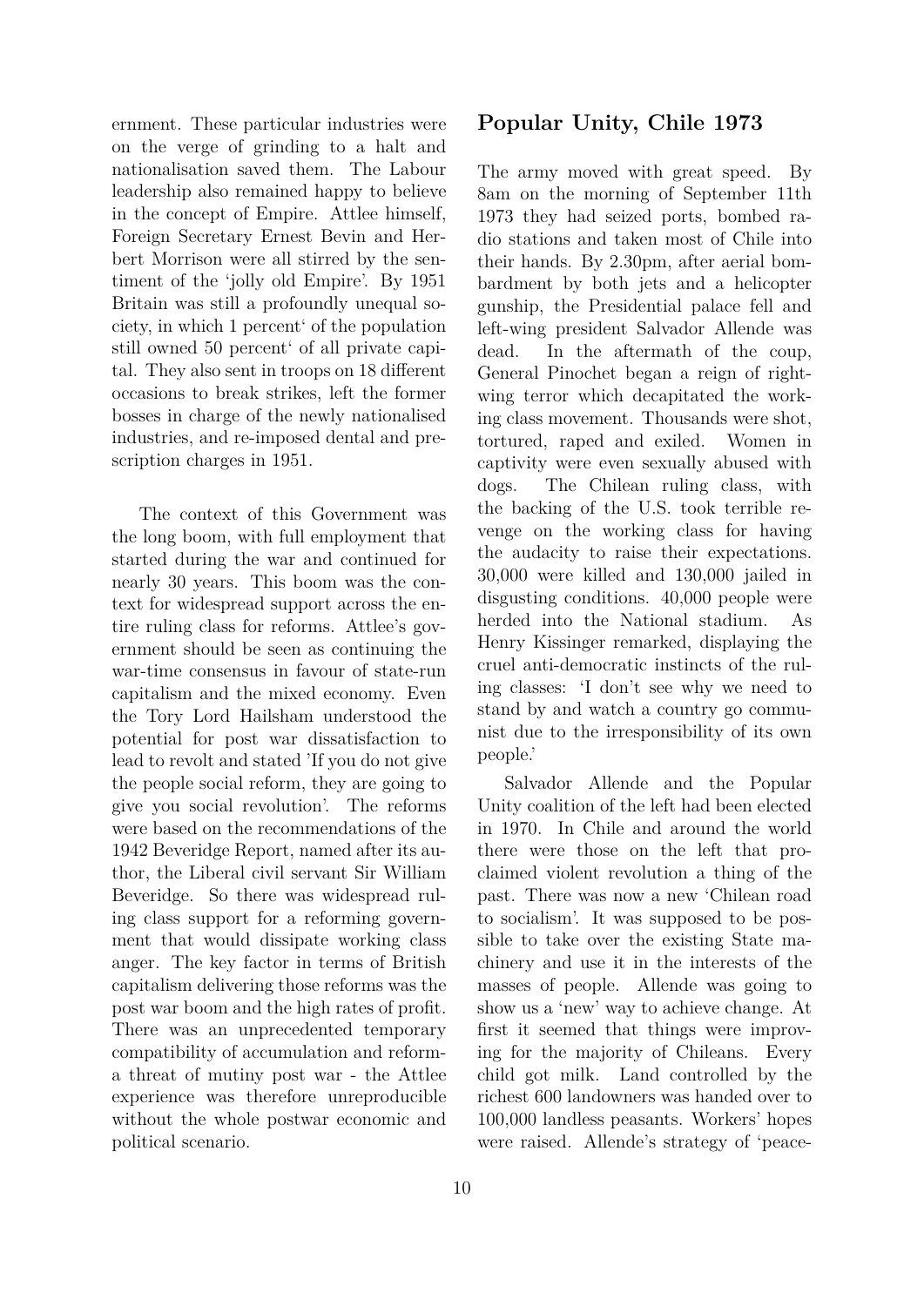ernment. These particular industries were on the verge of grinding to a halt and nationalisation saved them. The Labour leadership also remained happy to believe in the concept of Empire. Attlee himself, Foreign Secretary Ernest Bevin and Herbert Morrison were all stirred by the sentiment of the 'jolly old Empire'. By 1951 Britain was still a profoundly unequal society, in which 1 percent' of the population still owned 50 percent' of all private capital. They also sent in troops on 18 different occasions to break strikes, left the former bosses in charge of the newly nationalised industries, and re-imposed dental and prescription charges in 1951.

The context of this Government was the long boom, with full employment that started during the war and continued for nearly 30 years. This boom was the context for widespread support across the entire ruling class for reforms. Attlee's government should be seen as continuing the war-time consensus in favour of state-run capitalism and the mixed economy. Even the Tory Lord Hailsham understood the potential for post war dissatisfaction to lead to revolt and stated 'If you do not give the people social reform, they are going to give you social revolution'. The reforms were based on the recommendations of the 1942 Beveridge Report, named after its author, the Liberal civil servant Sir William Beveridge. So there was widespread ruling class support for a reforming government that would dissipate working class anger. The key factor in terms of British capitalism delivering those reforms was the post war boom and the high rates of profit. There was an unprecedented temporary compatibility of accumulation and reform- a threat of mutiny post war - the Attlee experience was therefore unreproducible without the whole postwar economic and political scenario.

## Popular Unity, Chile 1973

The army moved with great speed. By 8am on the morning of September 11th 1973 they had seized ports, bombed radio stations and taken most of Chile into their hands. By 2.30pm, after aerial bombardment by both jets and a helicopter gunship, the Presidential palace fell and left-wing president Salvador Allende was dead. In the aftermath of the coup, General Pinochet began a reign of right-wing terror which decapitated the working class movement. Thousands were shot, tortured, raped and exiled. Women in captivity were even sexually abused with dogs. The Chilean ruling class, with the backing of the U.S. took terrible revenge on the working class for having the audacity to raise their expectations. 30,000 were killed and 130,000 jailed in disgusting conditions. 40,000 people were herded into the National stadium. As Henry Kissinger remarked, displaying the cruel anti-democratic instincts of the ruling classes: 'I don't see why we need to stand by and watch a country go communist due to the irresponsibility of its own people.'

Salvador Allende and the Popular Unity coalition of the left had been elected in 1970. In Chile and around the world there were those on the left that proclaimed violent revolution a thing of the past. There was now a new 'Chilean road to socialism'. It was supposed to be possible to take over the existing State machinery and use it in the interests of the masses of people. Allende was going to show us a 'new' way to achieve change. At first it seemed that things were improving for the majority of Chileans. Every child got milk. Land controlled by the richest 600 landowners was handed over to 100,000 landless peasants. Workers' hopes were raised. Allende's strategy of 'peace-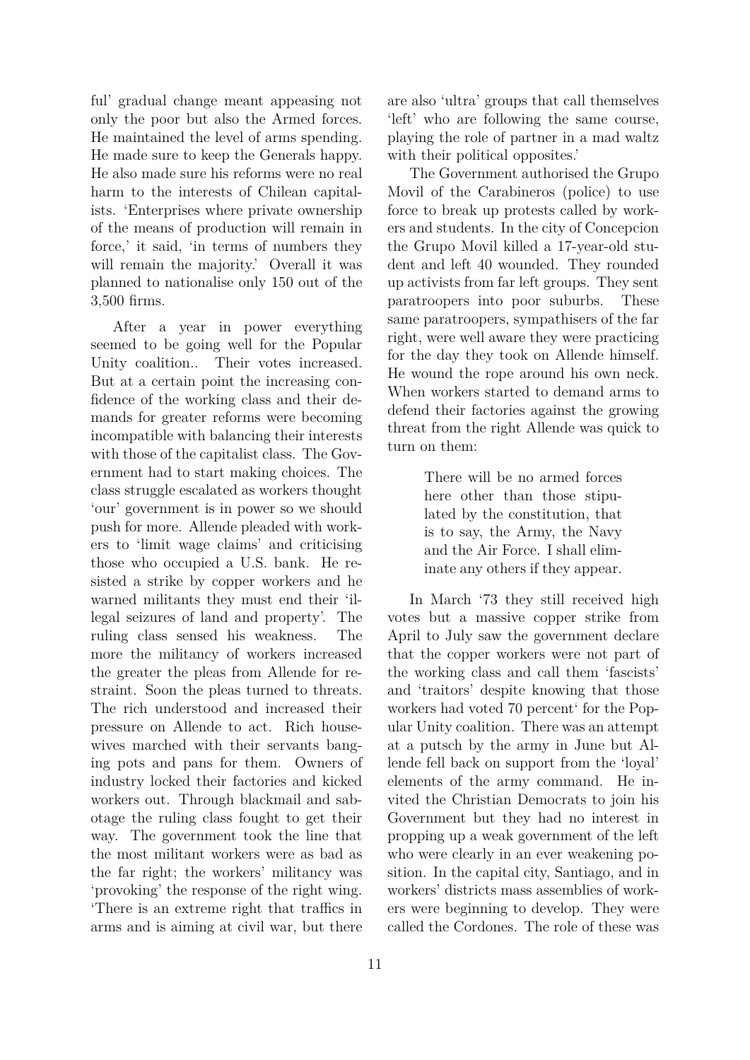ful' gradual change meant appeasing not only the poor but also the Armed forces. He maintained the level of arms spending. He made sure to keep the Generals happy. He also made sure his reforms were no real harm to the interests of Chilean capitalists. 'Enterprises where private ownership of the means of production will remain in force,' it said, 'in terms of numbers they will remain the majority.' Overall it was planned to nationalise only 150 out of the 3,500 firms.

After a year in power everything seemed to be going well for the Popular Unity coalition.. Their votes increased. But at a certain point the increasing confidence of the working class and their demands for greater reforms were becoming incompatible with balancing their interests with those of the capitalist class. The Government had to start making choices. The class struggle escalated as workers thought 'our' government is in power so we should push for more. Allende pleaded with workers to 'limit wage claims' and criticising those who occupied a U.S. bank. He resisted a strike by copper workers and he warned militants they must end their 'illegal seizures of land and property'. The ruling class sensed his weakness. The more the militancy of workers increased the greater the pleas from Allende for restraint. Soon the pleas turned to threats. The rich understood and increased their pressure on Allende to act. Rich housewives marched with their servants banging pots and pans for them. Owners of industry locked their factories and kicked workers out. Through blackmail and sabotage the ruling class fought to get their way. The government took the line that the most militant workers were as bad as the far right; the workers' militancy was 'provoking' the response of the right wing. 'There is an extreme right that traffics in arms and is aiming at civil war, but there are also 'ultra' groups that call themselves 'left' who are following the same course, playing the role of partner in a mad waltz with their political opposites.'

The Government authorised the Grupo Movil of the Carabineros (police) to use force to break up protests called by workers and students. In the city of Concepcion the Grupo Movil killed a 17-year-old student and left 40 wounded. They rounded up activists from far left groups. They sent paratroopers into poor suburbs. These same paratroopers, sympathisers of the far right, were well aware they were practicing for the day they took on Allende himself. He wound the rope around his own neck. When workers started to demand arms to defend their factories against the growing threat from the right Allende was quick to turn on them:

> There will be no armed forces here other than those stipulated by the constitution, that is to say, the Army, the Navy and the Air Force. I shall eliminate any others if they appear.

In March '73 they still received high votes but a massive copper strike from April to July saw the government declare that the copper workers were not part of the working class and call them 'fascists' and 'traitors' despite knowing that those workers had voted 70 percent' for the Popular Unity coalition. There was an attempt at a putsch by the army in June but Allende fell back on support from the 'loyal' elements of the army command. He invited the Christian Democrats to join his Government but they had no interest in propping up a weak government of the left who were clearly in an ever weakening position. In the capital city, Santiago, and in workers' districts mass assemblies of workers were beginning to develop. They were called the Cordones. The role of these was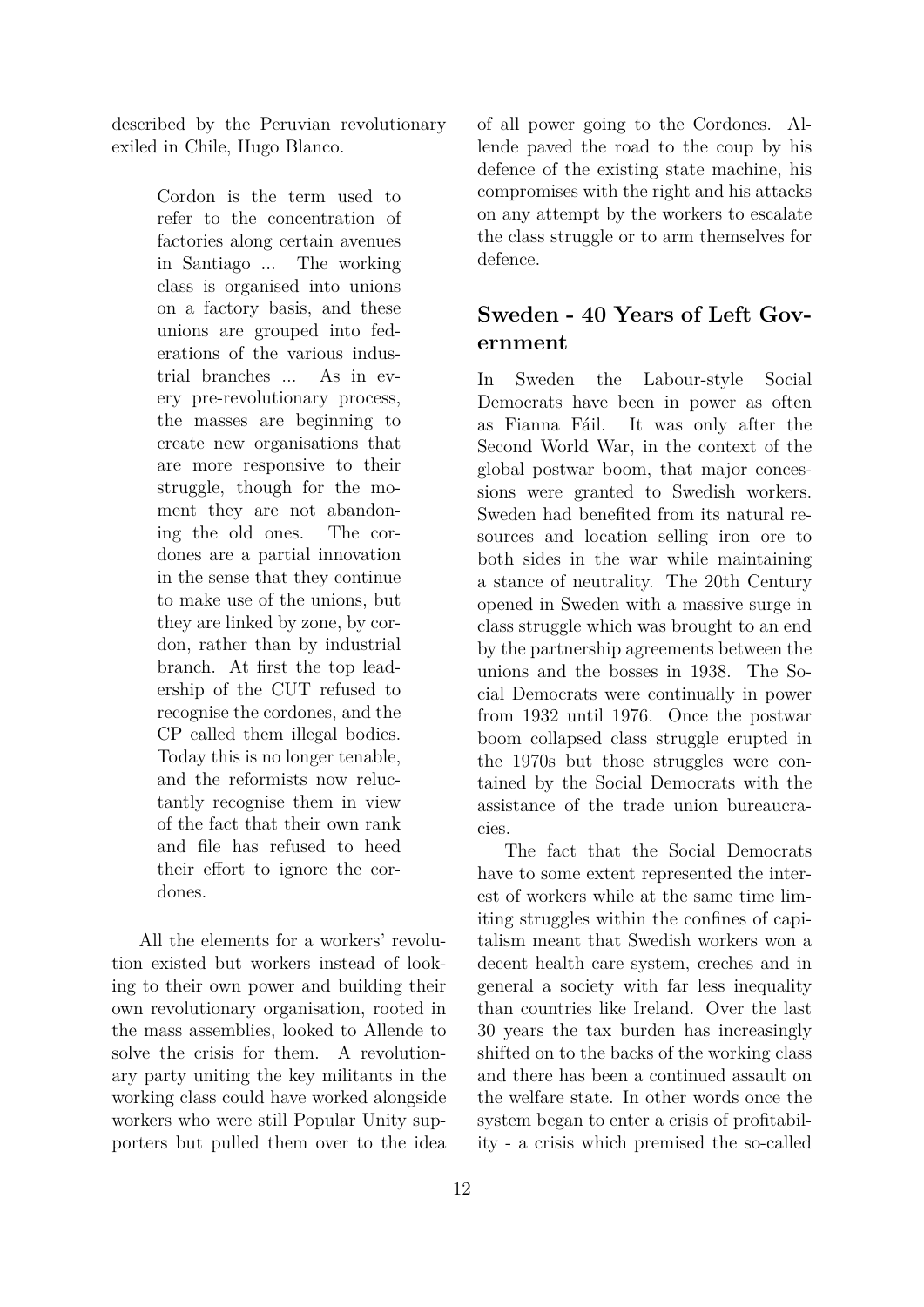described by the Peruvian revolutionary exiled in Chile, Hugo Blanco.

> Cordon is the term used to refer to the concentration of factories along certain avenues in Santiago ... The working class is organised into unions on a factory basis, and these unions are grouped into federations of the various industrial branches ... As in every pre-revolutionary process, the masses are beginning to create new organisations that are more responsive to their struggle, though for the moment they are not abandoning the old ones. The cordones are a partial innovation in the sense that they continue to make use of the unions, but they are linked by zone, by cordon, rather than by industrial branch. At first the top leadership of the CUT refused to recognise the cordones, and the CP called them illegal bodies. Today this is no longer tenable, and the reformists now reluctantly recognise them in view of the fact that their own rank and file has refused to heed their effort to ignore the cordones.

All the elements for a workers' revolution existed but workers instead of looking to their own power and building their own revolutionary organisation, rooted in the mass assemblies, looked to Allende to solve the crisis for them. A revolutionary party uniting the key militants in the working class could have worked alongside workers who were still Popular Unity supporters but pulled them over to the idea of all power going to the Cordones. Allende paved the road to the coup by his defence of the existing state machine, his compromises with the right and his attacks on any attempt by the workers to escalate the class struggle or to arm themselves for defence.

## Sweden - 40 Years of Left Government

In Sweden the Labour-style Social Democrats have been in power as often as Fianna Fáil. It was only after the Second World War, in the context of the global postwar boom, that major concessions were granted to Swedish workers. Sweden had benefited from its natural resources and location selling iron ore to both sides in the war while maintaining a stance of neutrality. The 20th Century opened in Sweden with a massive surge in class struggle which was brought to an end by the partnership agreements between the unions and the bosses in 1938. The Social Democrats were continually in power from 1932 until 1976. Once the postwar boom collapsed class struggle erupted in the 1970s but those struggles were contained by the Social Democrats with the assistance of the trade union bureaucracies.

The fact that the Social Democrats have to some extent represented the interest of workers while at the same time limiting struggles within the confines of capitalism meant that Swedish workers won a decent health care system, creches and in general a society with far less inequality than countries like Ireland. Over the last 30 years the tax burden has increasingly shifted on to the backs of the working class and there has been a continued assault on the welfare state. In other words once the system began to enter a crisis of profitability - a crisis which premised the so-called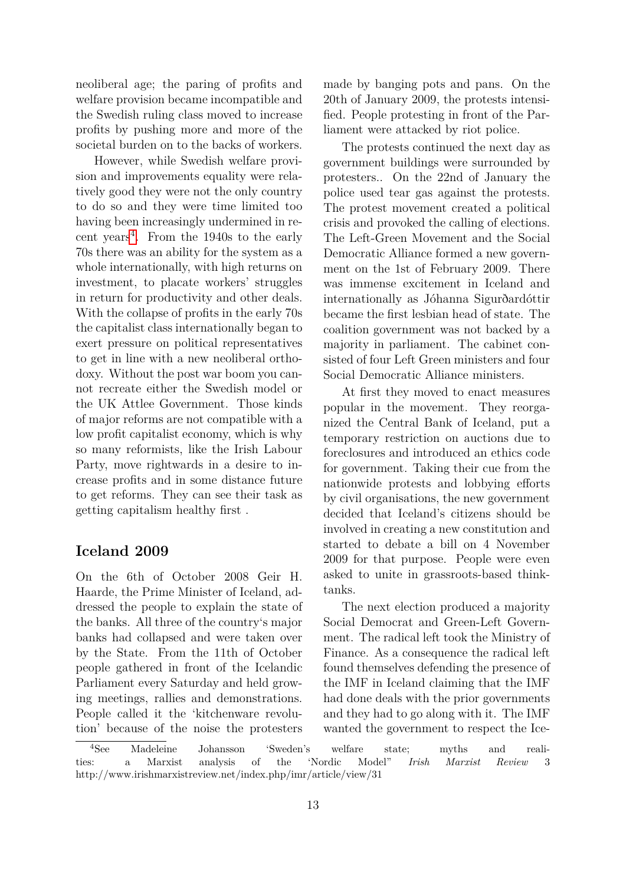neoliberal age; the paring of profits and welfare provision became incompatible and the Swedish ruling class moved to increase profits by pushing more and more of the societal burden on to the backs of workers.

However, while Swedish welfare provision and improvements equality were relatively good they were not the only country to do so and they were time limited too having been increasingly undermined in recent years[4]. From the 1940s to the early 70s there was an ability for the system as a whole internationally, with high returns on investment, to placate workers' struggles in return for productivity and other deals. With the collapse of profits in the early 70s the capitalist class internationally began to exert pressure on political representatives to get in line with a new neoliberal orthodoxy. Without the post war boom you cannot recreate either the Swedish model or the UK Attlee Government. Those kinds of major reforms are not compatible with a low profit capitalist economy, which is why so many reformists, like the Irish Labour Party, move rightwards in a desire to increase profits and in some distance future to get reforms. They can see their task as getting capitalism healthy first .

## Iceland 2009

On the 6th of October 2008 Geir H. Haarde, the Prime Minister of Iceland, addressed the people to explain the state of the banks. All three of the country's major banks had collapsed and were taken over by the State. From the 11th of October people gathered in front of the Icelandic Parliament every Saturday and held growing meetings, rallies and demonstrations. People called it the 'kitchenware revolution' because of the noise the protesters made by banging pots and pans. On the 20th of January 2009, the protests intensified. People protesting in front of the Parliament were attacked by riot police.

The protests continued the next day as government buildings were surrounded by protesters.. On the 22nd of January the police used tear gas against the protests. The protest movement created a political crisis and provoked the calling of elections. The Left-Green Movement and the Social Democratic Alliance formed a new government on the 1st of February 2009. There was immense excitement in Iceland and internationally as Jóhanna Sigurðardóttir became the first lesbian head of state. The coalition government was not backed by a majority in parliament. The cabinet consisted of four Left Green ministers and four Social Democratic Alliance ministers.

At first they moved to enact measures popular in the movement. They reorganized the Central Bank of Iceland, put a temporary restriction on auctions due to foreclosures and introduced an ethics code for government. Taking their cue from the nationwide protests and lobbying efforts by civil organisations, the new government decided that Iceland's citizens should be involved in creating a new constitution and started to debate a bill on 4 November 2009 for that purpose. People were even asked to unite in grassroots-based think-tanks.

The next election produced a majority Social Democrat and Green-Left Government. The radical left took the Ministry of Finance. As a consequence the radical left found themselves defending the presence of the IMF in Iceland claiming that the IMF had done deals with the prior governments and they had to go along with it. The IMF wanted the government to respect the Ice-

[4] See Madeleine Johansson 'Sweden's welfare state; myths and realities: a Marxist analysis of the 'Nordic Model" *Irish Marxist Review* 3 http://www.irishmarxistreview.net/index.php/imr/article/view/31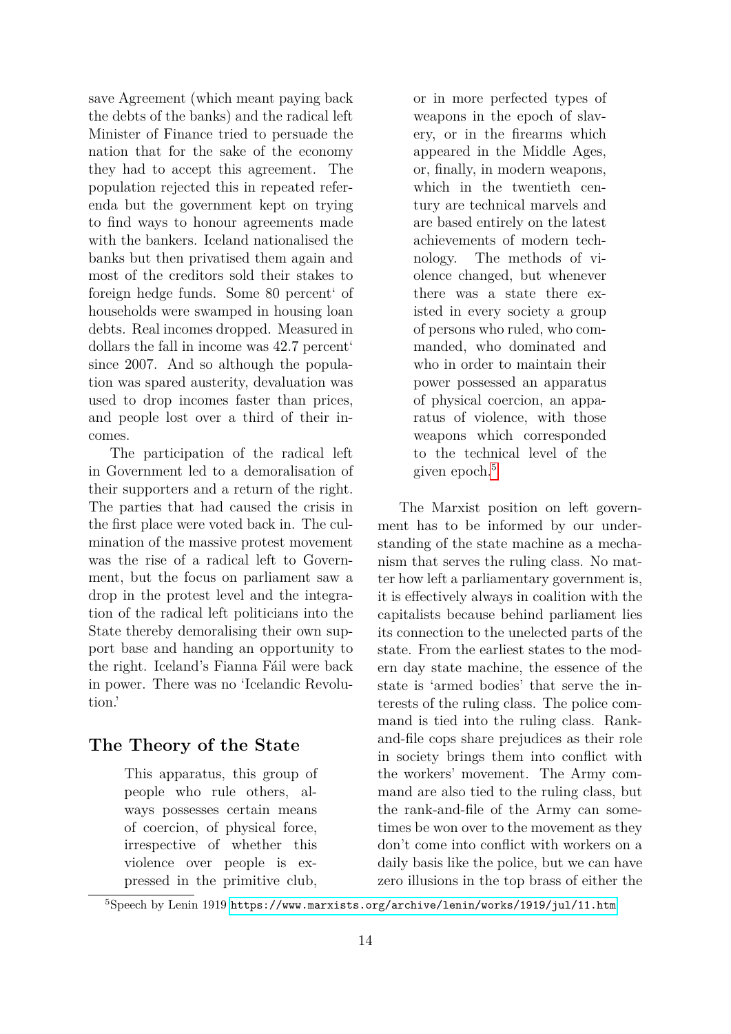save Agreement (which meant paying back the debts of the banks) and the radical left Minister of Finance tried to persuade the nation that for the sake of the economy they had to accept this agreement. The population rejected this in repeated referenda but the government kept on trying to find ways to honour agreements made with the bankers. Iceland nationalised the banks but then privatised them again and most of the creditors sold their stakes to foreign hedge funds. Some 80 percent‘ of households were swamped in housing loan debts. Real incomes dropped. Measured in dollars the fall in income was 42.7 percent‘ since 2007. And so although the population was spared austerity, devaluation was used to drop incomes faster than prices, and people lost over a third of their incomes.

The participation of the radical left in Government led to a demoralisation of their supporters and a return of the right. The parties that had caused the crisis in the first place were voted back in. The culmination of the massive protest movement was the rise of a radical left to Government, but the focus on parliament saw a drop in the protest level and the integration of the radical left politicians into the State thereby demoralising their own support base and handing an opportunity to the right. Iceland's Fianna Fáil were back in power. There was no 'Icelandic Revolution.'

## The Theory of the State

> This apparatus, this group of people who rule others, always possesses certain means of coercion, of physical force, irrespective of whether this violence over people is expressed in the primitive club, or in more perfected types of weapons in the epoch of slavery, or in the firearms which appeared in the Middle Ages, or, finally, in modern weapons, which in the twentieth century are technical marvels and are based entirely on the latest achievements of modern technology. The methods of violence changed, but whenever there was a state there existed in every society a group of persons who ruled, who commanded, who dominated and who in order to maintain their power possessed an apparatus of physical coercion, an apparatus of violence, with those weapons which corresponded to the technical level of the given epoch.[5]

The Marxist position on left government has to be informed by our understanding of the state machine as a mechanism that serves the ruling class. No matter how left a parliamentary government is, it is effectively always in coalition with the capitalists because behind parliament lies its connection to the unelected parts of the state. From the earliest states to the modern day state machine, the essence of the state is 'armed bodies' that serve the interests of the ruling class. The police command is tied into the ruling class. Rank-and-file cops share prejudices as their role in society brings them into conflict with the workers' movement. The Army command are also tied to the ruling class, but the rank-and-file of the Army can sometimes be won over to the movement as they don't come into conflict with workers on a daily basis like the police, but we can have zero illusions in the top brass of either the

[5] Speech by Lenin 1919 https://www.marxists.org/archive/lenin/works/1919/jul/11.htm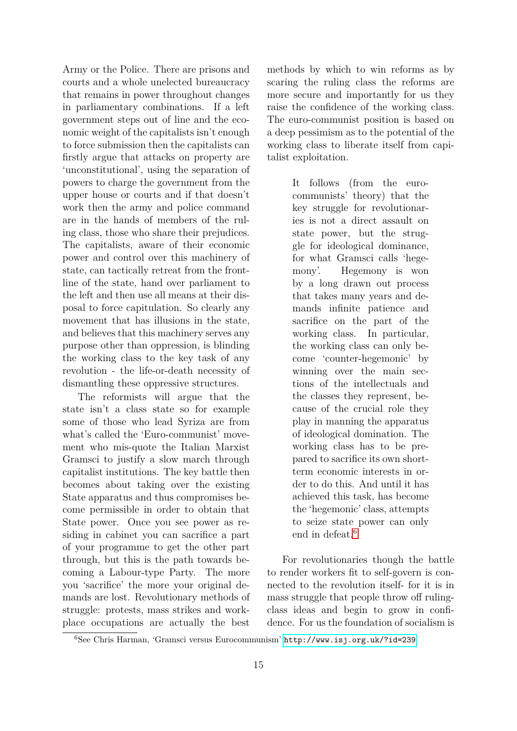Army or the Police. There are prisons and courts and a whole unelected bureaucracy that remains in power throughout changes in parliamentary combinations. If a left government steps out of line and the economic weight of the capitalists isn't enough to force submission then the capitalists can firstly argue that attacks on property are 'unconstitutional', using the separation of powers to charge the government from the upper house or courts and if that doesn't work then the army and police command are in the hands of members of the ruling class, those who share their prejudices. The capitalists, aware of their economic power and control over this machinery of state, can tactically retreat from the frontline of the state, hand over parliament to the left and then use all means at their disposal to force capitulation. So clearly any movement that has illusions in the state, and believes that this machinery serves any purpose other than oppression, is blinding the working class to the key task of any revolution - the life-or-death necessity of dismantling these oppressive structures.

The reformists will argue that the state isn't a class state so for example some of those who lead Syriza are from what's called the 'Euro-communist' movement who mis-quote the Italian Marxist Gramsci to justify a slow march through capitalist institutions. The key battle then becomes about taking over the existing State apparatus and thus compromises become permissible in order to obtain that State power. Once you see power as residing in cabinet you can sacrifice a part of your programme to get the other part through, but this is the path towards becoming a Labour-type Party. The more you 'sacrifice' the more your original demands are lost. Revolutionary methods of struggle: protests, mass strikes and workplace occupations are actually the best methods by which to win reforms as by scaring the ruling class the reforms are more secure and importantly for us they raise the confidence of the working class. The euro-communist position is based on a deep pessimism as to the potential of the working class to liberate itself from capitalist exploitation.

> It follows (from the euro-communists' theory) that the key struggle for revolutionaries is not a direct assault on state power, but the struggle for ideological dominance, for what Gramsci calls 'hegemony'. Hegemony is won by a long drawn out process that takes many years and demands infinite patience and sacrifice on the part of the working class. In particular, the working class can only become 'counter-hegemonic' by winning over the main sections of the intellectuals and the classes they represent, because of the crucial role they play in manning the apparatus of ideological domination. The working class has to be prepared to sacrifice its own short-term economic interests in order to do this. And until it has achieved this task, has become the 'hegemonic' class, attempts to seize state power can only end in defeat.[6]

For revolutionaries though the battle to render workers fit to self-govern is connected to the revolution itself- for it is in mass struggle that people throw off ruling-class ideas and begin to grow in confidence. For us the foundation of socialism is

[6] See Chris Harman, 'Gramsci versus Eurocommunism' http://www.isj.org.uk/?id=239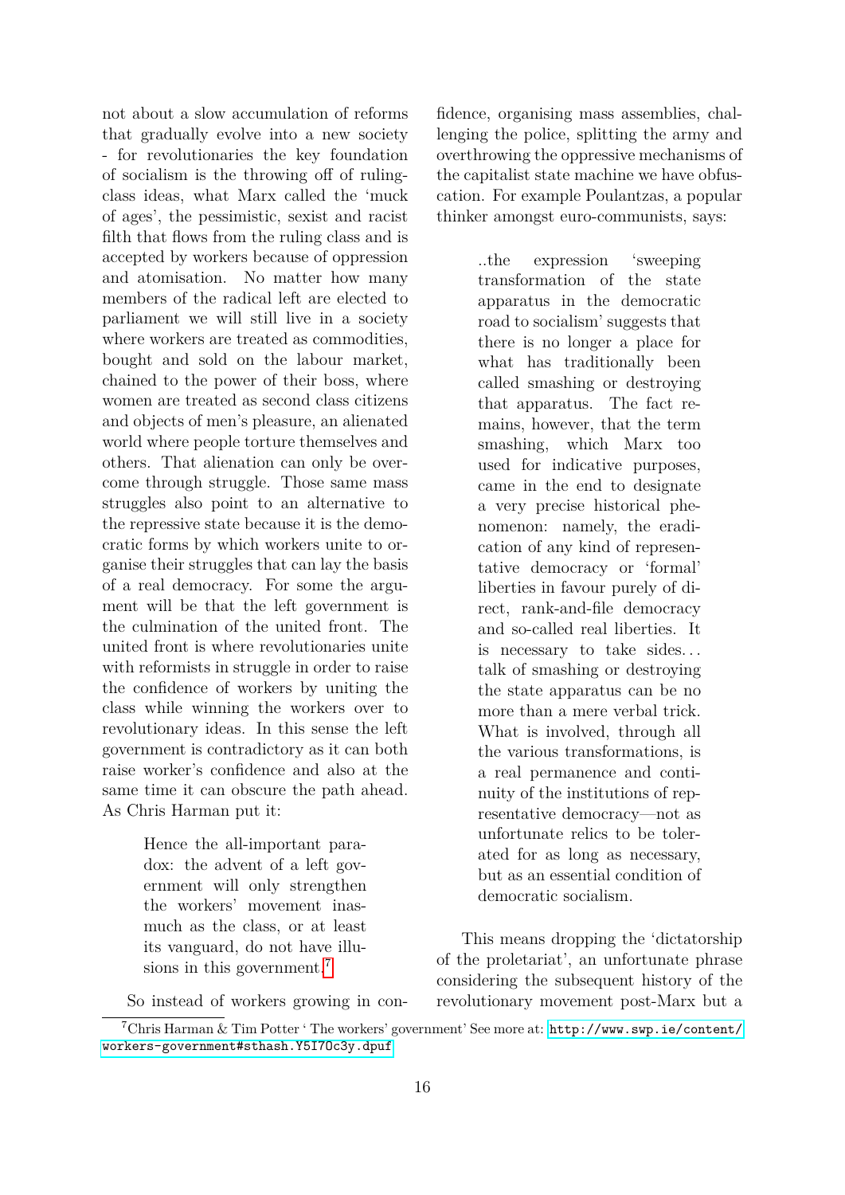not about a slow accumulation of reforms that gradually evolve into a new society - for revolutionaries the key foundation of socialism is the throwing off of ruling-class ideas, what Marx called the 'muck of ages', the pessimistic, sexist and racist filth that flows from the ruling class and is accepted by workers because of oppression and atomisation. No matter how many members of the radical left are elected to parliament we will still live in a society where workers are treated as commodities, bought and sold on the labour market, chained to the power of their boss, where women are treated as second class citizens and objects of men's pleasure, an alienated world where people torture themselves and others. That alienation can only be overcome through struggle. Those same mass struggles also point to an alternative to the repressive state because it is the democratic forms by which workers unite to organise their struggles that can lay the basis of a real democracy. For some the argument will be that the left government is the culmination of the united front. The united front is where revolutionaries unite with reformists in struggle in order to raise the confidence of workers by uniting the class while winning the workers over to revolutionary ideas. In this sense the left government is contradictory as it can both raise worker's confidence and also at the same time it can obscure the path ahead. As Chris Harman put it:

> Hence the all-important paradox: the advent of a left government will only strengthen the workers' movement inasmuch as the class, or at least its vanguard, do not have illusions in this government.[7]

So instead of workers growing in confidence, organising mass assemblies, challenging the police, splitting the army and overthrowing the oppressive mechanisms of the capitalist state machine we have obfuscation. For example Poulantzas, a popular thinker amongst euro-communists, says:

> ..the expression 'sweeping transformation of the state apparatus in the democratic road to socialism' suggests that there is no longer a place for what has traditionally been called smashing or destroying that apparatus. The fact remains, however, that the term smashing, which Marx too used for indicative purposes, came in the end to designate a very precise historical phenomenon: namely, the eradication of any kind of representative democracy or 'formal' liberties in favour purely of direct, rank-and-file democracy and so-called real liberties. It is necessary to take sides... talk of smashing or destroying the state apparatus can be no more than a mere verbal trick. What is involved, through all the various transformations, is a real permanence and continuity of the institutions of representative democracy—not as unfortunate relics to be tolerated for as long as necessary, but as an essential condition of democratic socialism.

This means dropping the 'dictatorship of the proletariat', an unfortunate phrase considering the subsequent history of the revolutionary movement post-Marx but a

[7] Chris Harman & Tim Potter ' The workers' government' See more at: http://www.swp.ie/content/workers-government#sthash.Y5I7Oc3y.dpuf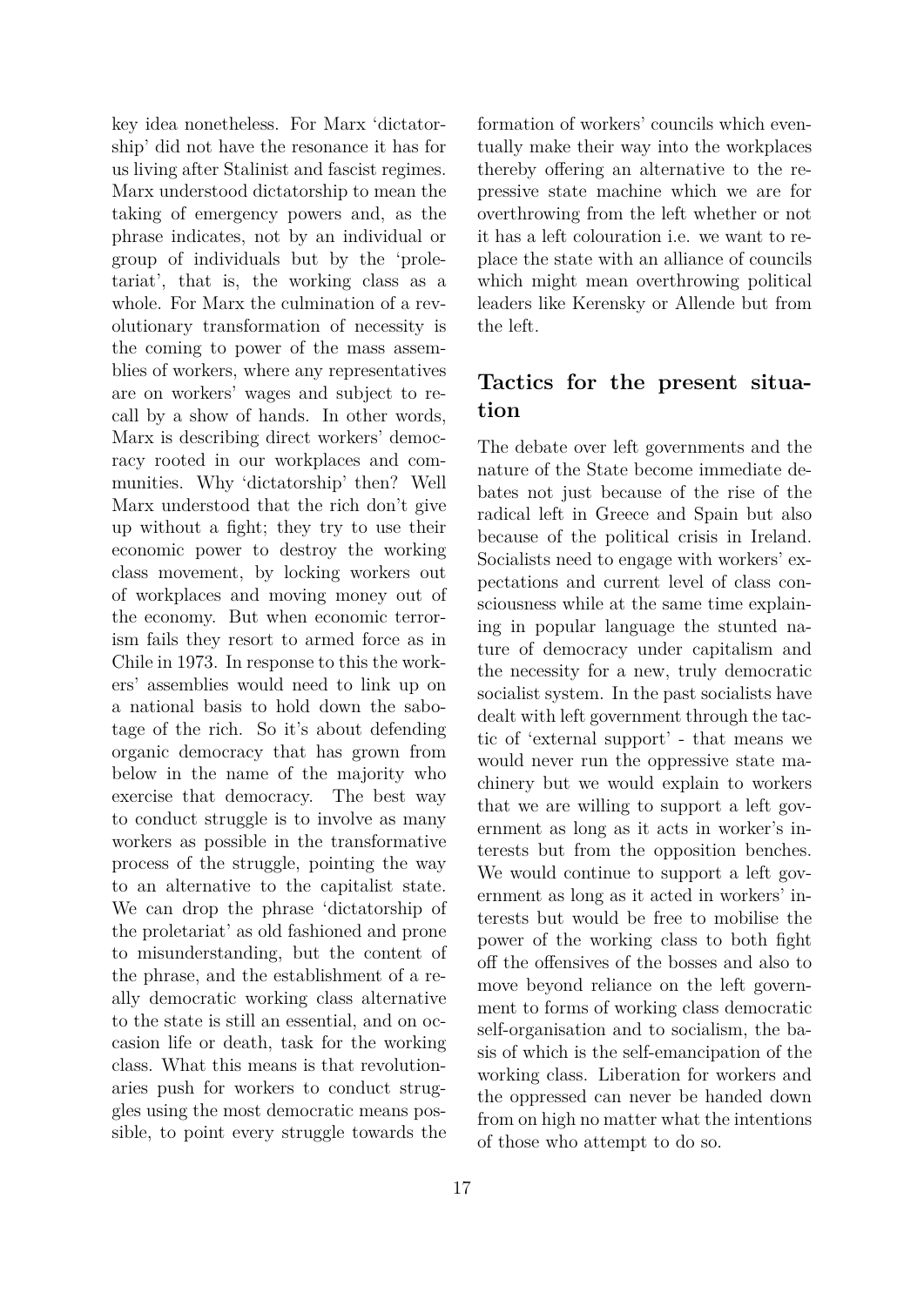key idea nonetheless. For Marx 'dictatorship' did not have the resonance it has for us living after Stalinist and fascist regimes. Marx understood dictatorship to mean the taking of emergency powers and, as the phrase indicates, not by an individual or group of individuals but by the 'proletariat', that is, the working class as a whole. For Marx the culmination of a revolutionary transformation of necessity is the coming to power of the mass assemblies of workers, where any representatives are on workers' wages and subject to recall by a show of hands. In other words, Marx is describing direct workers' democracy rooted in our workplaces and communities. Why 'dictatorship' then? Well Marx understood that the rich don't give up without a fight; they try to use their economic power to destroy the working class movement, by locking workers out of workplaces and moving money out of the economy. But when economic terrorism fails they resort to armed force as in Chile in 1973. In response to this the workers' assemblies would need to link up on a national basis to hold down the sabotage of the rich. So it's about defending organic democracy that has grown from below in the name of the majority who exercise that democracy. The best way to conduct struggle is to involve as many workers as possible in the transformative process of the struggle, pointing the way to an alternative to the capitalist state. We can drop the phrase 'dictatorship of the proletariat' as old fashioned and prone to misunderstanding, but the content of the phrase, and the establishment of a really democratic working class alternative to the state is still an essential, and on occasion life or death, task for the working class. What this means is that revolutionaries push for workers to conduct struggles using the most democratic means possible, to point every struggle towards the formation of workers' councils which eventually make their way into the workplaces thereby offering an alternative to the repressive state machine which we are for overthrowing from the left whether or not it has a left colouration i.e. we want to replace the state with an alliance of councils which might mean overthrowing political leaders like Kerensky or Allende but from the left.

## Tactics for the present situation

The debate over left governments and the nature of the State become immediate debates not just because of the rise of the radical left in Greece and Spain but also because of the political crisis in Ireland. Socialists need to engage with workers' expectations and current level of class consciousness while at the same time explaining in popular language the stunted nature of democracy under capitalism and the necessity for a new, truly democratic socialist system. In the past socialists have dealt with left government through the tactic of 'external support' - that means we would never run the oppressive state machinery but we would explain to workers that we are willing to support a left government as long as it acts in worker's interests but from the opposition benches. We would continue to support a left government as long as it acted in workers' interests but would be free to mobilise the power of the working class to both fight off the offensives of the bosses and also to move beyond reliance on the left government to forms of working class democratic self-organisation and to socialism, the basis of which is the self-emancipation of the working class. Liberation for workers and the oppressed can never be handed down from on high no matter what the intentions of those who attempt to do so.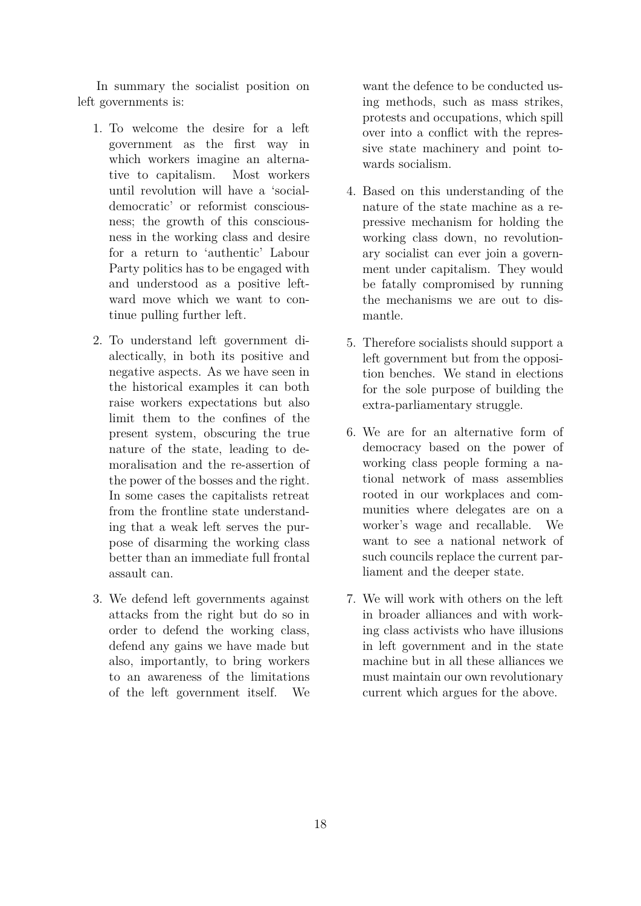In summary the socialist position on left governments is:

1. To welcome the desire for a left government as the first way in which workers imagine an alternative to capitalism. Most workers until revolution will have a 'social-democratic' or reformist consciousness; the growth of this consciousness in the working class and desire for a return to 'authentic' Labour Party politics has to be engaged with and understood as a positive leftward move which we want to continue pulling further left.

2. To understand left government dialectically, in both its positive and negative aspects. As we have seen in the historical examples it can both raise workers expectations but also limit them to the confines of the present system, obscuring the true nature of the state, leading to demoralisation and the re-assertion of the power of the bosses and the right. In some cases the capitalists retreat from the frontline state understanding that a weak left serves the purpose of disarming the working class better than an immediate full frontal assault can.

3. We defend left governments against attacks from the right but do so in order to defend the working class, defend any gains we have made but also, importantly, to bring workers to an awareness of the limitations of the left government itself. We want the defence to be conducted using methods, such as mass strikes, protests and occupations, which spill over into a conflict with the repressive state machinery and point towards socialism.

4. Based on this understanding of the nature of the state machine as a repressive mechanism for holding the working class down, no revolutionary socialist can ever join a government under capitalism. They would be fatally compromised by running the mechanisms we are out to dismantle.

5. Therefore socialists should support a left government but from the opposition benches. We stand in elections for the sole purpose of building the extra-parliamentary struggle.

6. We are for an alternative form of democracy based on the power of working class people forming a national network of mass assemblies rooted in our workplaces and communities where delegates are on a worker's wage and recallable. We want to see a national network of such councils replace the current parliament and the deeper state.

7. We will work with others on the left in broader alliances and with working class activists who have illusions in left government and in the state machine but in all these alliances we must maintain our own revolutionary current which argues for the above.